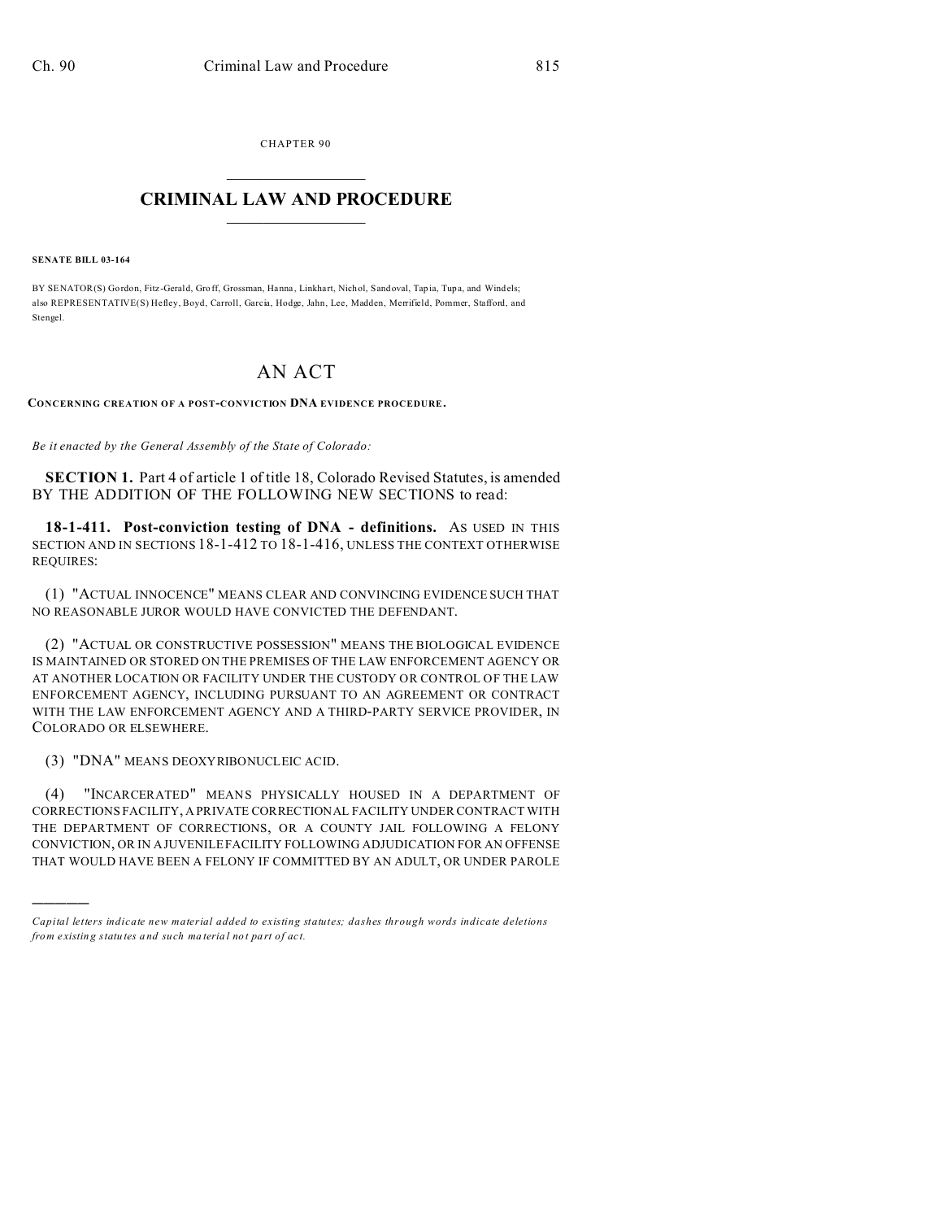CHAPTER 90

# CRIMINAL LAW AND PROCEDURE

**SENATE BILL 03-164**

BY SENATOR(S) Gordon, Fitz-Gerald, Groff, Grossman, Hanna, Linkhart, Nichol, Sandoval, Tapia, Tupa, and Windels; also REPRESENTATIVE(S) Hefley, Boyd, Carroll, Garcia, Hodge, Jahn, Lee, Madden, Merrifield, Pommer, Stafford, and Stengel.

## AN ACT

**CONCERNING CREATION OF A POST-CONVICTION DNA EVIDENCE PROCEDURE.**

*Be it enacted by the General Assembly of the State of Colorado:*

**SECTION 1.** Part 4 of article 1 of title 18, Colorado Revised Statutes, is amended BY THE ADDITION OF THE FOLLOWING NEW SECTIONS to read:

**18-1-411. Post-conviction testing of DNA - definitions.** AS USED IN THIS SECTION AND IN SECTIONS 18-1-412 TO 18-1-416, UNLESS THE CONTEXT OTHERWISE REQUIRES:

(1) "ACTUAL INNOCENCE" MEANS CLEAR AND CONVINCING EVIDENCE SUCH THAT NO REASONABLE JUROR WOULD HAVE CONVICTED THE DEFENDANT.

(2) "ACTUAL OR CONSTRUCTIVE POSSESSION" MEANS THE BIOLOGICAL EVIDENCE IS MAINTAINED OR STORED ON THE PREMISES OF THE LAW ENFORCEMENT AGENCY OR AT ANOTHER LOCATION OR FACILITY UNDER THE CUSTODY OR CONTROL OF THE LAW ENFORCEMENT AGENCY, INCLUDING PURSUANT TO AN AGREEMENT OR CONTRACT WITH THE LAW ENFORCEMENT AGENCY AND A THIRD-PARTY SERVICE PROVIDER, IN COLORADO OR ELSEWHERE.

(3) "DNA" MEANS DEOXYRIBONUCLEIC ACID.

(4) "INCARCERATED" MEANS PHYSICALLY HOUSED IN A DEPARTMENT OF CORRECTIONS FACILITY, A PRIVATE CORRECTIONAL FACILITY UNDER CONTRACT WITH THE DEPARTMENT OF CORRECTIONS, OR A COUNTY JAIL FOLLOWING A FELONY CONVICTION, OR IN A JUVENILE FACILITY FOLLOWING ADJUDICATION FOR AN OFFENSE THAT WOULD HAVE BEEN A FELONY IF COMMITTED BY AN ADULT, OR UNDER PAROLE

---

*Capital letters indicate new material added to existing statutes; dashes through words indicate deletions from existing statutes and such material not part of act.*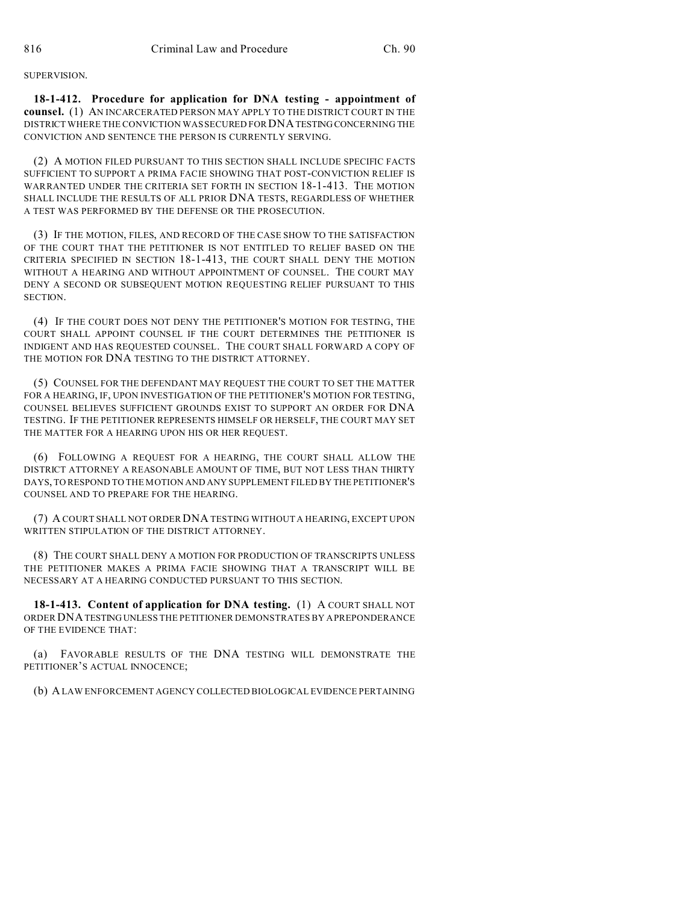SUPERVISION.

**18-1-412. Procedure for application for DNA testing - appointment of counsel.** (1) AN INCARCERATED PERSON MAY APPLY TO THE DISTRICT COURT IN THE DISTRICT WHERE THE CONVICTION WAS SECURED FOR DNA TESTING CONCERNING THE CONVICTION AND SENTENCE THE PERSON IS CURRENTLY SERVING.

(2) A MOTION FILED PURSUANT TO THIS SECTION SHALL INCLUDE SPECIFIC FACTS SUFFICIENT TO SUPPORT A PRIMA FACIE SHOWING THAT POST-CONVICTION RELIEF IS WARRANTED UNDER THE CRITERIA SET FORTH IN SECTION 18-1-413. THE MOTION SHALL INCLUDE THE RESULTS OF ALL PRIOR DNA TESTS, REGARDLESS OF WHETHER A TEST WAS PERFORMED BY THE DEFENSE OR THE PROSECUTION.

(3) IF THE MOTION, FILES, AND RECORD OF THE CASE SHOW TO THE SATISFACTION OF THE COURT THAT THE PETITIONER IS NOT ENTITLED TO RELIEF BASED ON THE CRITERIA SPECIFIED IN SECTION 18-1-413, THE COURT SHALL DENY THE MOTION WITHOUT A HEARING AND WITHOUT APPOINTMENT OF COUNSEL. THE COURT MAY DENY A SECOND OR SUBSEQUENT MOTION REQUESTING RELIEF PURSUANT TO THIS SECTION.

(4) IF THE COURT DOES NOT DENY THE PETITIONER'S MOTION FOR TESTING, THE COURT SHALL APPOINT COUNSEL IF THE COURT DETERMINES THE PETITIONER IS INDIGENT AND HAS REQUESTED COUNSEL. THE COURT SHALL FORWARD A COPY OF THE MOTION FOR DNA TESTING TO THE DISTRICT ATTORNEY.

(5) COUNSEL FOR THE DEFENDANT MAY REQUEST THE COURT TO SET THE MATTER FOR A HEARING, IF, UPON INVESTIGATION OF THE PETITIONER'S MOTION FOR TESTING, COUNSEL BELIEVES SUFFICIENT GROUNDS EXIST TO SUPPORT AN ORDER FOR DNA TESTING. IF THE PETITIONER REPRESENTS HIMSELF OR HERSELF, THE COURT MAY SET THE MATTER FOR A HEARING UPON HIS OR HER REQUEST.

(6) FOLLOWING A REQUEST FOR A HEARING, THE COURT SHALL ALLOW THE DISTRICT ATTORNEY A REASONABLE AMOUNT OF TIME, BUT NOT LESS THAN THIRTY DAYS, TO RESPOND TO THE MOTION AND ANY SUPPLEMENT FILED BY THE PETITIONER'S COUNSEL AND TO PREPARE FOR THE HEARING.

(7) A COURT SHALL NOT ORDER DNA TESTING WITHOUT A HEARING, EXCEPT UPON WRITTEN STIPULATION OF THE DISTRICT ATTORNEY.

(8) THE COURT SHALL DENY A MOTION FOR PRODUCTION OF TRANSCRIPTS UNLESS THE PETITIONER MAKES A PRIMA FACIE SHOWING THAT A TRANSCRIPT WILL BE NECESSARY AT A HEARING CONDUCTED PURSUANT TO THIS SECTION.

**18-1-413. Content of application for DNA testing.** (1) A COURT SHALL NOT ORDER DNA TESTING UNLESS THE PETITIONER DEMONSTRATES BY A PREPONDERANCE OF THE EVIDENCE THAT:

(a) FAVORABLE RESULTS OF THE DNA TESTING WILL DEMONSTRATE THE PETITIONER'S ACTUAL INNOCENCE;

(b) A LAW ENFORCEMENT AGENCY COLLECTED BIOLOGICAL EVIDENCE PERTAINING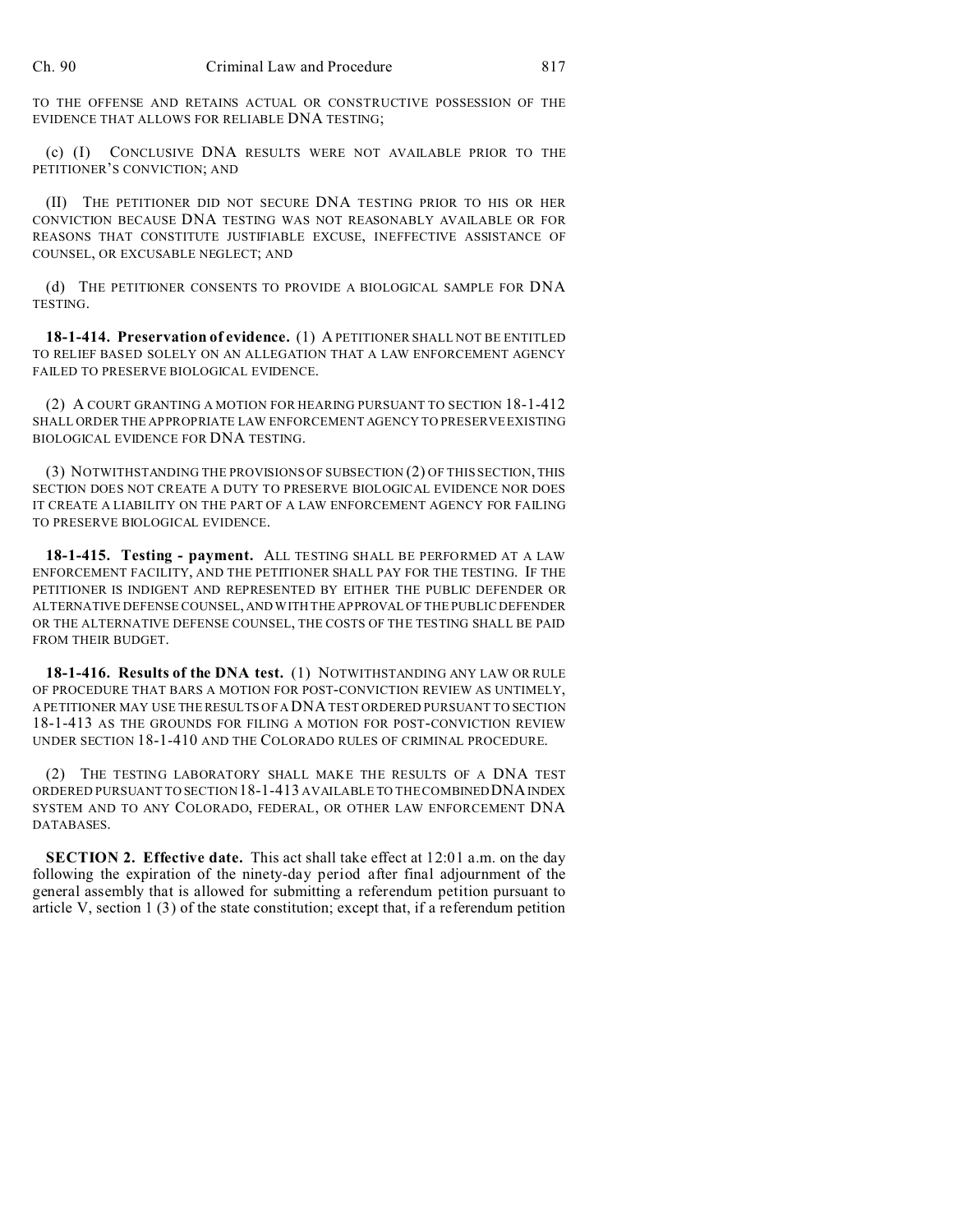TO THE OFFENSE AND RETAINS ACTUAL OR CONSTRUCTIVE POSSESSION OF THE EVIDENCE THAT ALLOWS FOR RELIABLE DNA TESTING;

(c) (I) CONCLUSIVE DNA RESULTS WERE NOT AVAILABLE PRIOR TO THE PETITIONER'S CONVICTION; AND

(II) THE PETITIONER DID NOT SECURE DNA TESTING PRIOR TO HIS OR HER CONVICTION BECAUSE DNA TESTING WAS NOT REASONABLY AVAILABLE OR FOR REASONS THAT CONSTITUTE JUSTIFIABLE EXCUSE, INEFFECTIVE ASSISTANCE OF COUNSEL, OR EXCUSABLE NEGLECT; AND

(d) THE PETITIONER CONSENTS TO PROVIDE A BIOLOGICAL SAMPLE FOR DNA TESTING.

**18-1-414. Preservation of evidence.** (1) A PETITIONER SHALL NOT BE ENTITLED TO RELIEF BASED SOLELY ON AN ALLEGATION THAT A LAW ENFORCEMENT AGENCY FAILED TO PRESERVE BIOLOGICAL EVIDENCE.

(2) A COURT GRANTING A MOTION FOR HEARING PURSUANT TO SECTION 18-1-412 SHALL ORDER THE APPROPRIATE LAW ENFORCEMENT AGENCY TO PRESERVE EXISTING BIOLOGICAL EVIDENCE FOR DNA TESTING.

(3) NOTWITHSTANDING THE PROVISIONS OF SUBSECTION (2) OF THIS SECTION, THIS SECTION DOES NOT CREATE A DUTY TO PRESERVE BIOLOGICAL EVIDENCE NOR DOES IT CREATE A LIABILITY ON THE PART OF A LAW ENFORCEMENT AGENCY FOR FAILING TO PRESERVE BIOLOGICAL EVIDENCE.

**18-1-415. Testing - payment.** ALL TESTING SHALL BE PERFORMED AT A LAW ENFORCEMENT FACILITY, AND THE PETITIONER SHALL PAY FOR THE TESTING. IF THE PETITIONER IS INDIGENT AND REPRESENTED BY EITHER THE PUBLIC DEFENDER OR ALTERNATIVE DEFENSE COUNSEL, AND WITH THE APPROVAL OF THE PUBLIC DEFENDER OR THE ALTERNATIVE DEFENSE COUNSEL, THE COSTS OF THE TESTING SHALL BE PAID FROM THEIR BUDGET.

**18-1-416. Results of the DNA test.** (1) NOTWITHSTANDING ANY LAW OR RULE OF PROCEDURE THAT BARS A MOTION FOR POST-CONVICTION REVIEW AS UNTIMELY, A PETITIONER MAY USE THE RESULTS OF A DNA TEST ORDERED PURSUANT TO SECTION 18-1-413 AS THE GROUNDS FOR FILING A MOTION FOR POST-CONVICTION REVIEW UNDER SECTION 18-1-410 AND THE COLORADO RULES OF CRIMINAL PROCEDURE.

(2) THE TESTING LABORATORY SHALL MAKE THE RESULTS OF A DNA TEST ORDERED PURSUANT TO SECTION 18-1-413 AVAILABLE TO THE COMBINED DNA INDEX SYSTEM AND TO ANY COLORADO, FEDERAL, OR OTHER LAW ENFORCEMENT DNA DATABASES.

**SECTION 2. Effective date.** This act shall take effect at 12:01 a.m. on the day following the expiration of the ninety-day period after final adjournment of the general assembly that is allowed for submitting a referendum petition pursuant to article V, section 1 (3) of the state constitution; except that, if a referendum petition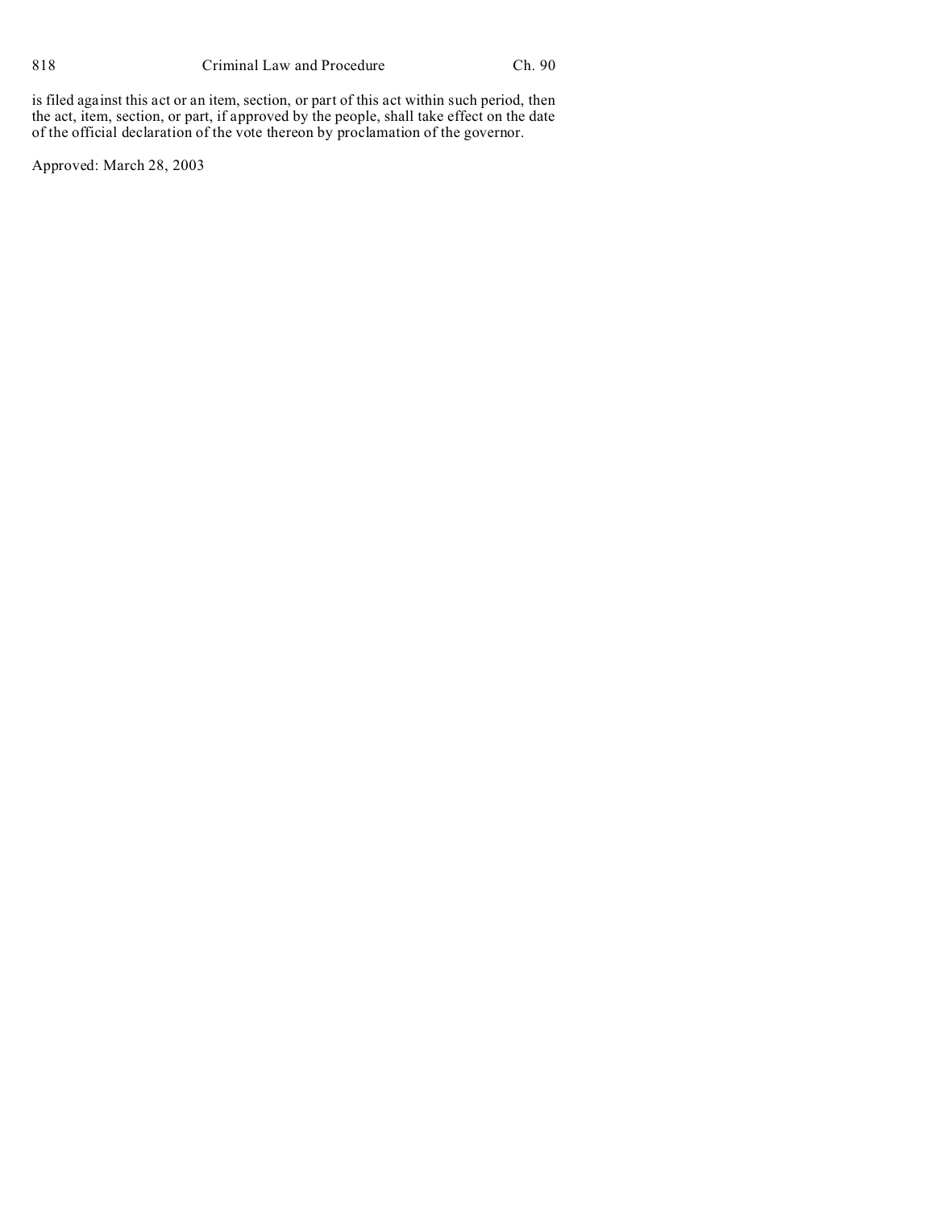is filed against this act or an item, section, or part of this act within such period, then the act, item, section, or part, if approved by the people, shall take effect on the date of the official declaration of the vote thereon by proclamation of the governor.

Approved: March 28, 2003